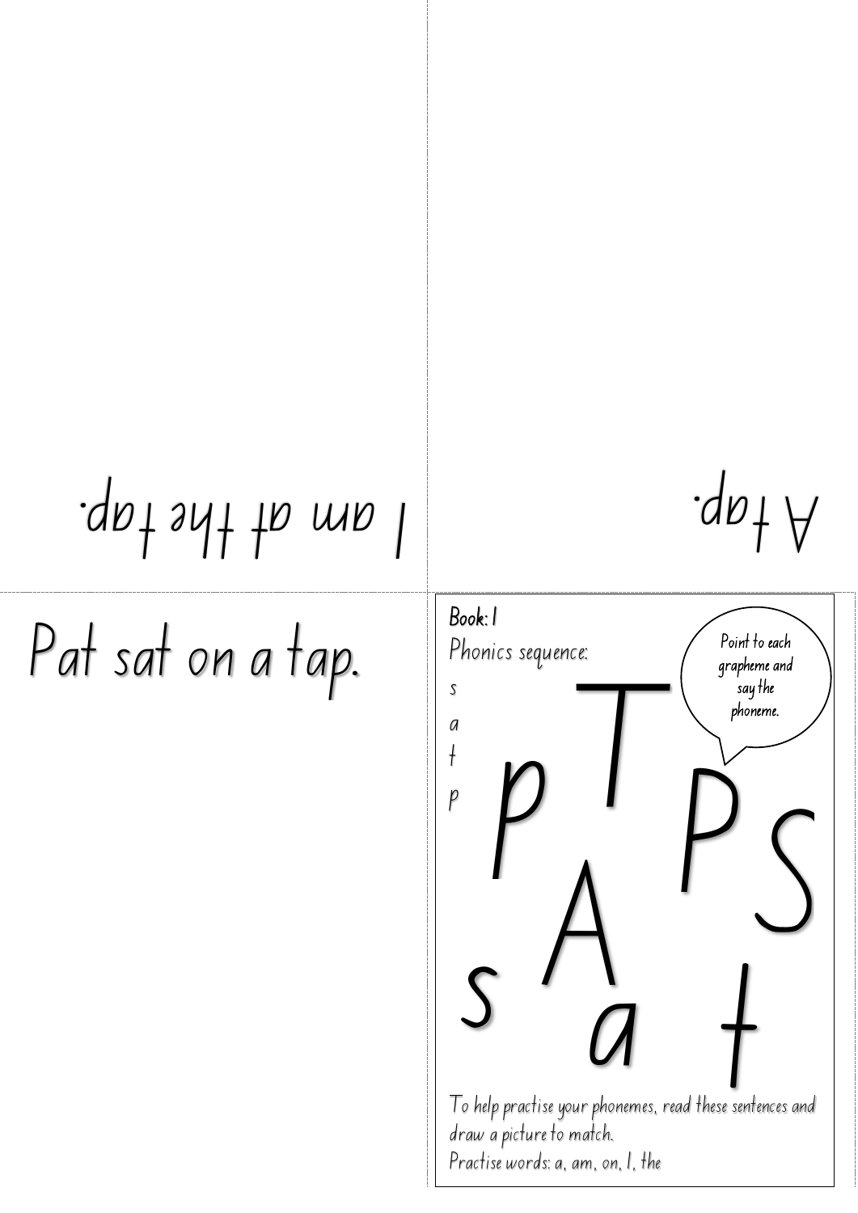I am at the tap.

A tap.

Pat sat on a tap.

**Book: 1**

Phonics sequence:

s

a

t

p

Point to each grapheme and say the phoneme.

T p P A S s a t

To help practise your phonemes, read these sentences and draw a picture to match.

Practise words: a, am, on, I, the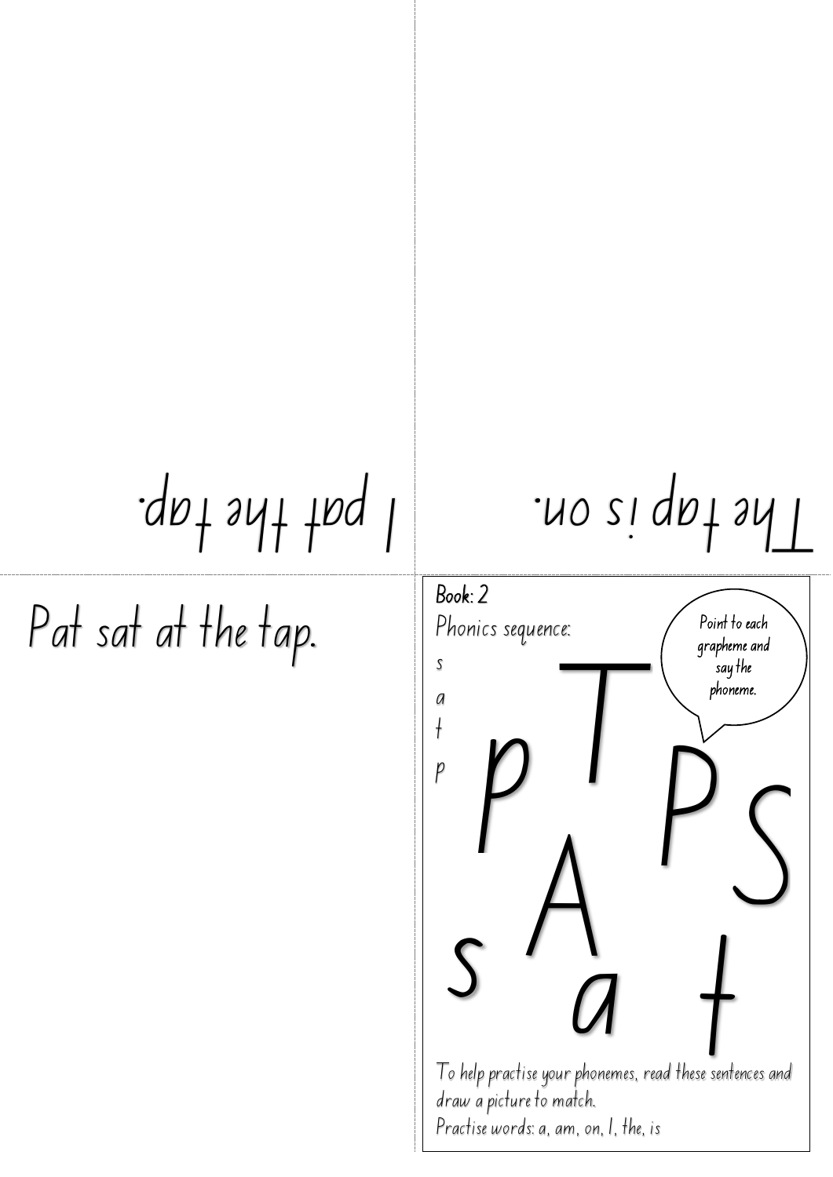I pat the tap.

The tap is on.

Pat sat at the tap.

**Book: 2**

Phonics sequence:

s

a

t

p

Point to each grapheme and say the phoneme.

p T P S

A

s a t

To help practise your phonemes, read these sentences and draw a picture to match.

Practise words: a, am, on, I, the, is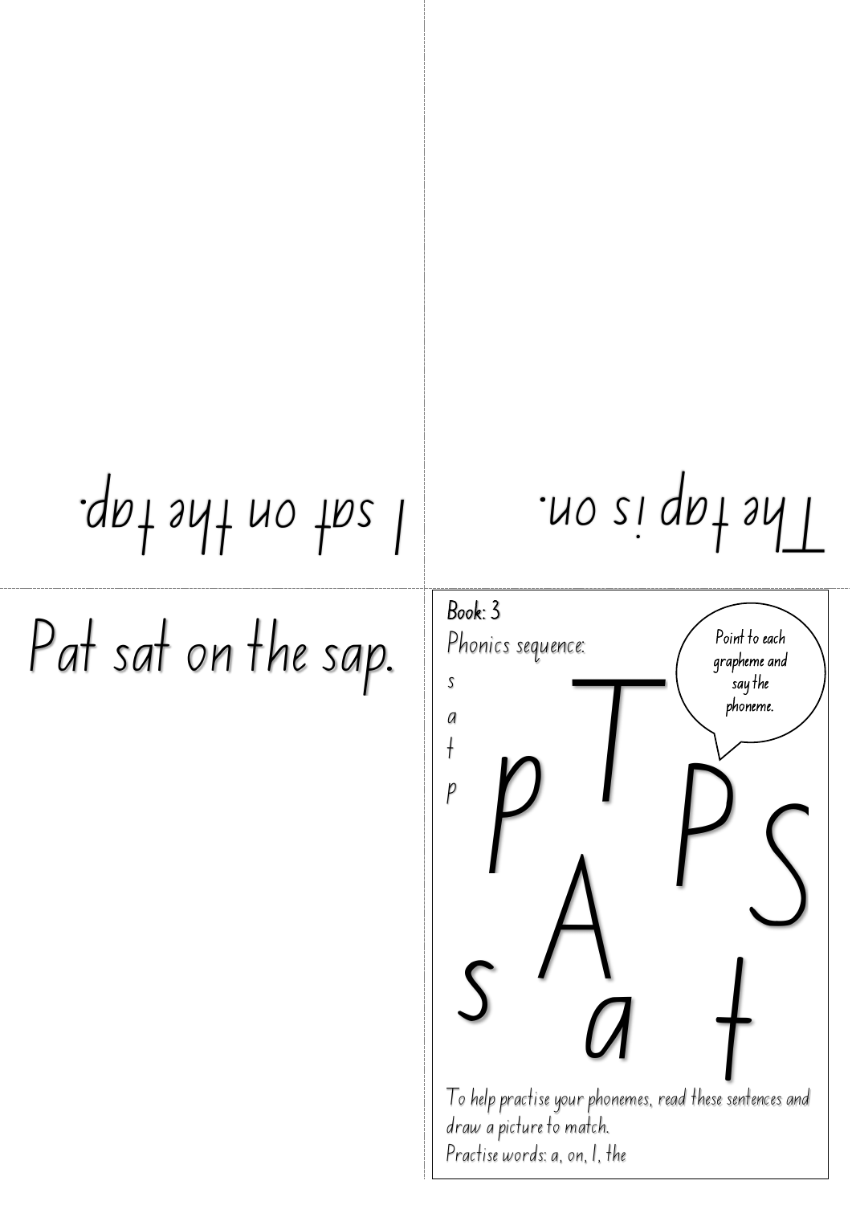I sat on the tap.

The tap is on.

Pat sat on the sap.

**Book: 3**

Phonics sequence:

s
a
t
p

p T P S A s a t

Point to each grapheme and say the phoneme.

To help practise your phonemes, read these sentences and draw a picture to match.

Practise words: a, on, I, the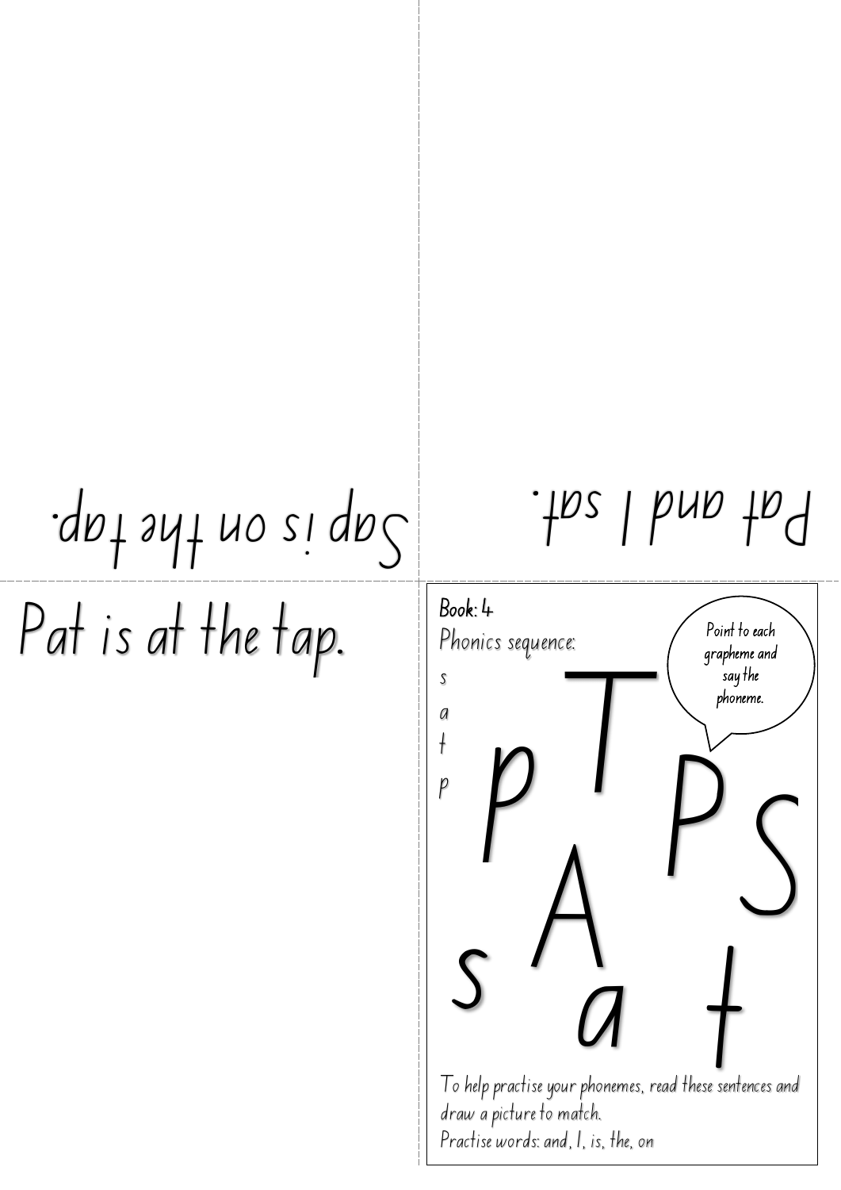Sap is on the tap.

Pat and I sat.

Pat is at the tap.

Book: 4

Phonics sequence:

s
a
t
p

Point to each grapheme and say the phoneme.

p T P S A s a t

To help practise your phonemes, read these sentences and draw a picture to match.

Practise words: and, I, is, the, on